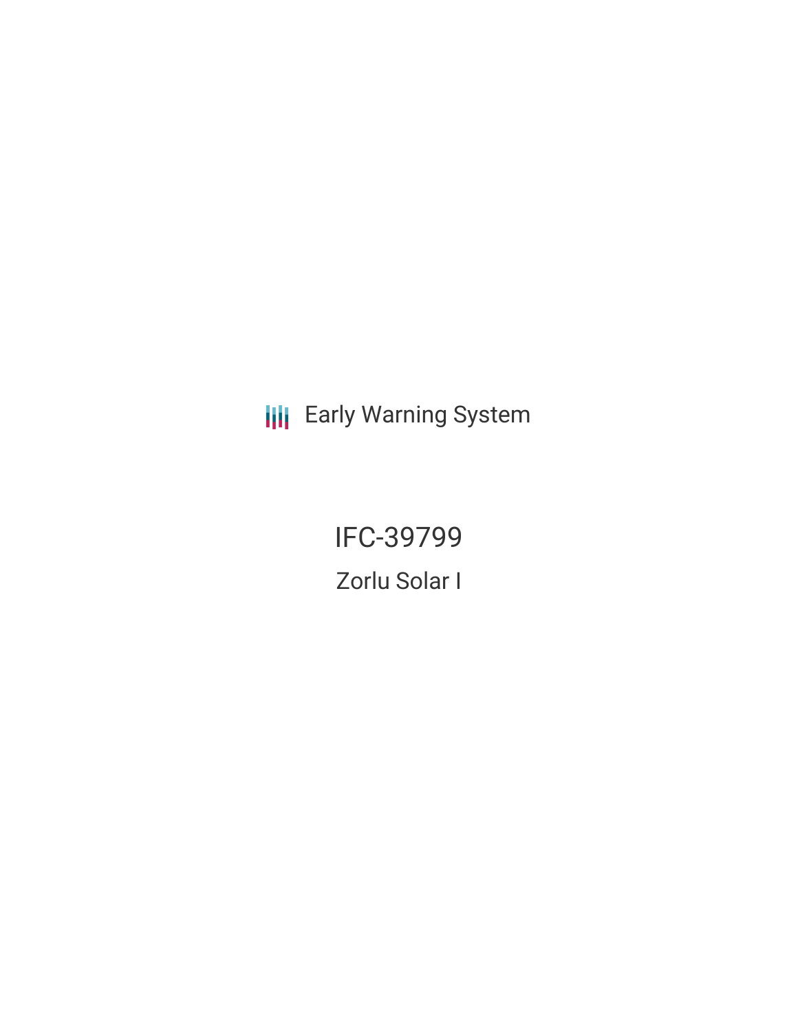Early Warning System

# IFC-39799

## Zorlu Solar I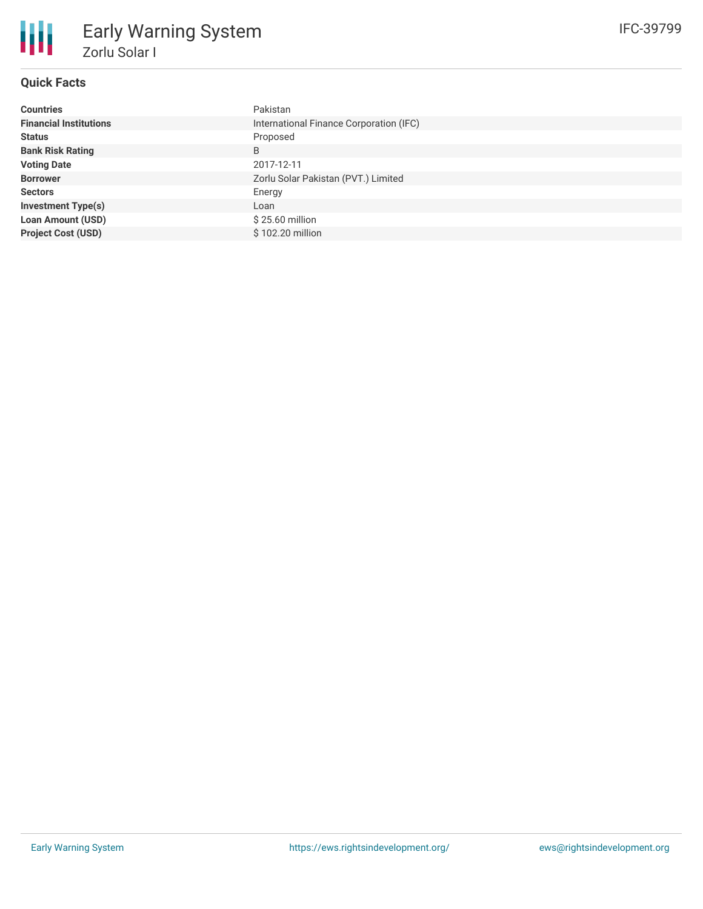# Early Warning System

## Zorlu Solar I

IFC-39799

### Quick Facts

| | |
|---|---|
| **Countries** | Pakistan |
| **Financial Institutions** | International Finance Corporation (IFC) |
| **Status** | Proposed |
| **Bank Risk Rating** | B |
| **Voting Date** | 2017-12-11 |
| **Borrower** | Zorlu Solar Pakistan (PVT.) Limited |
| **Sectors** | Energy |
| **Investment Type(s)** | Loan |
| **Loan Amount (USD)** | $ 25.60 million |
| **Project Cost (USD)** | $ 102.20 million |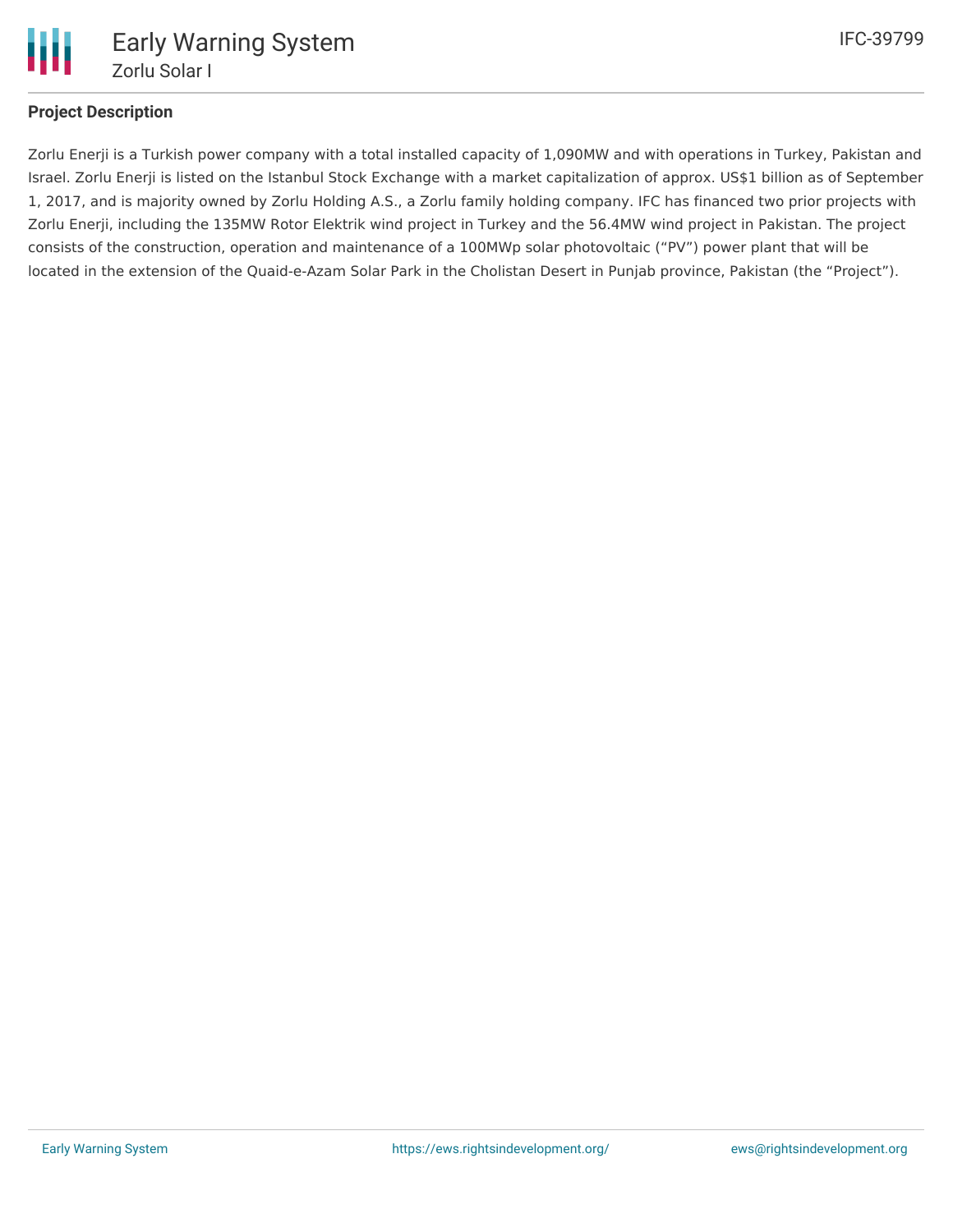## Project Description

Zorlu Enerji is a Turkish power company with a total installed capacity of 1,090MW and with operations in Turkey, Pakistan and Israel. Zorlu Enerji is listed on the Istanbul Stock Exchange with a market capitalization of approx. US$1 billion as of September 1, 2017, and is majority owned by Zorlu Holding A.S., a Zorlu family holding company. IFC has financed two prior projects with Zorlu Enerji, including the 135MW Rotor Elektrik wind project in Turkey and the 56.4MW wind project in Pakistan. The project consists of the construction, operation and maintenance of a 100MWp solar photovoltaic ("PV") power plant that will be located in the extension of the Quaid-e-Azam Solar Park in the Cholistan Desert in Punjab province, Pakistan (the "Project").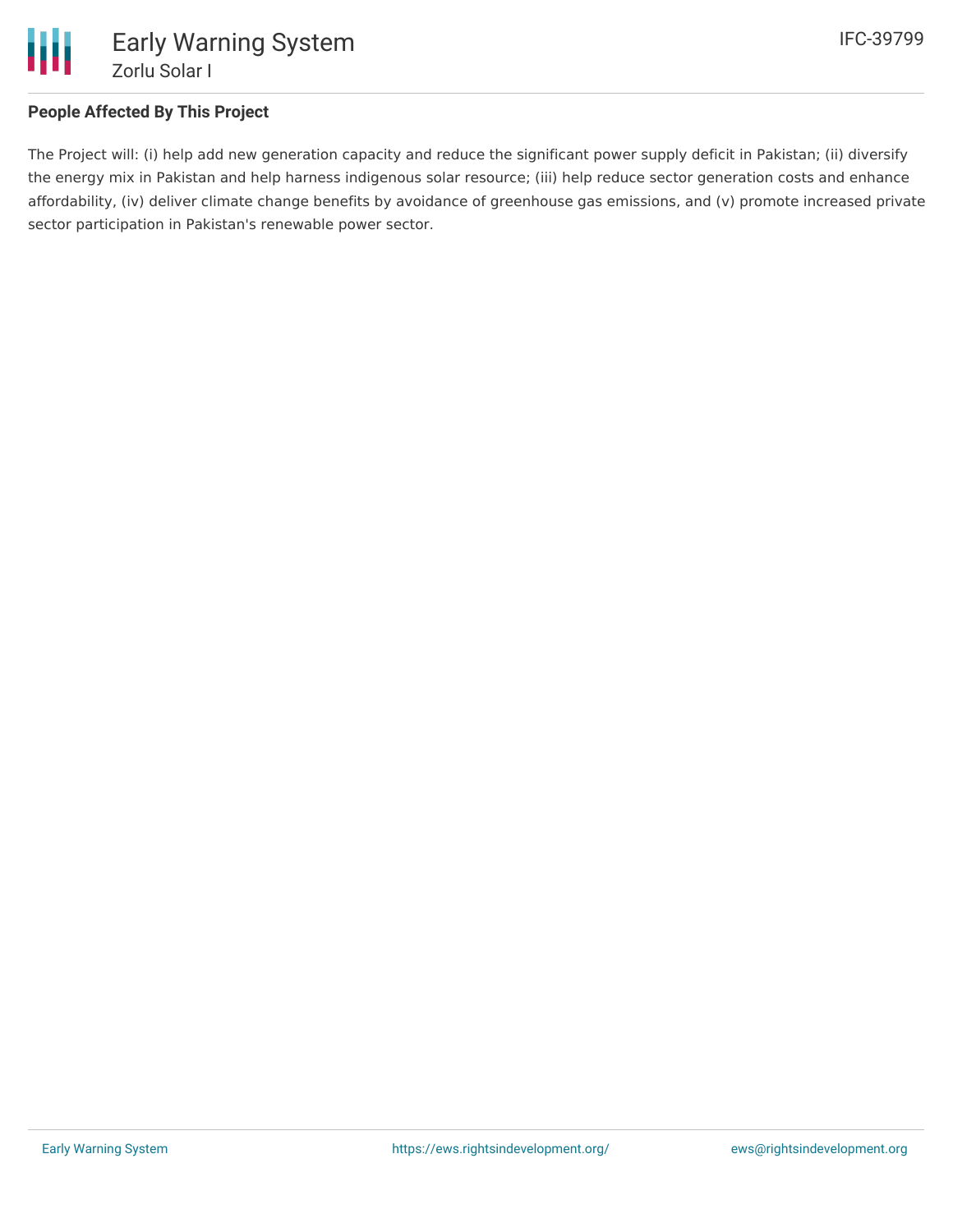### People Affected By This Project

The Project will: (i) help add new generation capacity and reduce the significant power supply deficit in Pakistan; (ii) diversify the energy mix in Pakistan and help harness indigenous solar resource; (iii) help reduce sector generation costs and enhance affordability, (iv) deliver climate change benefits by avoidance of greenhouse gas emissions, and (v) promote increased private sector participation in Pakistan's renewable power sector.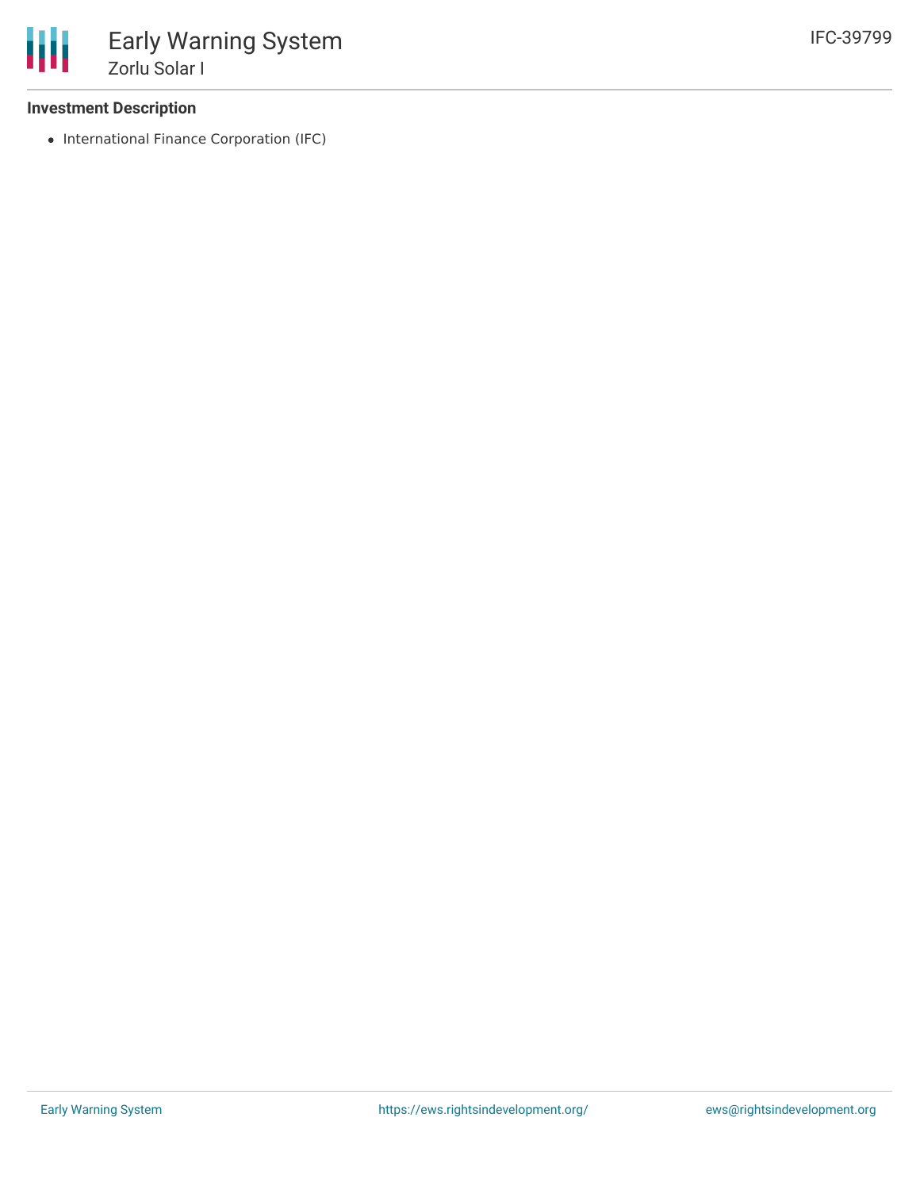**Investment Description**

- International Finance Corporation (IFC)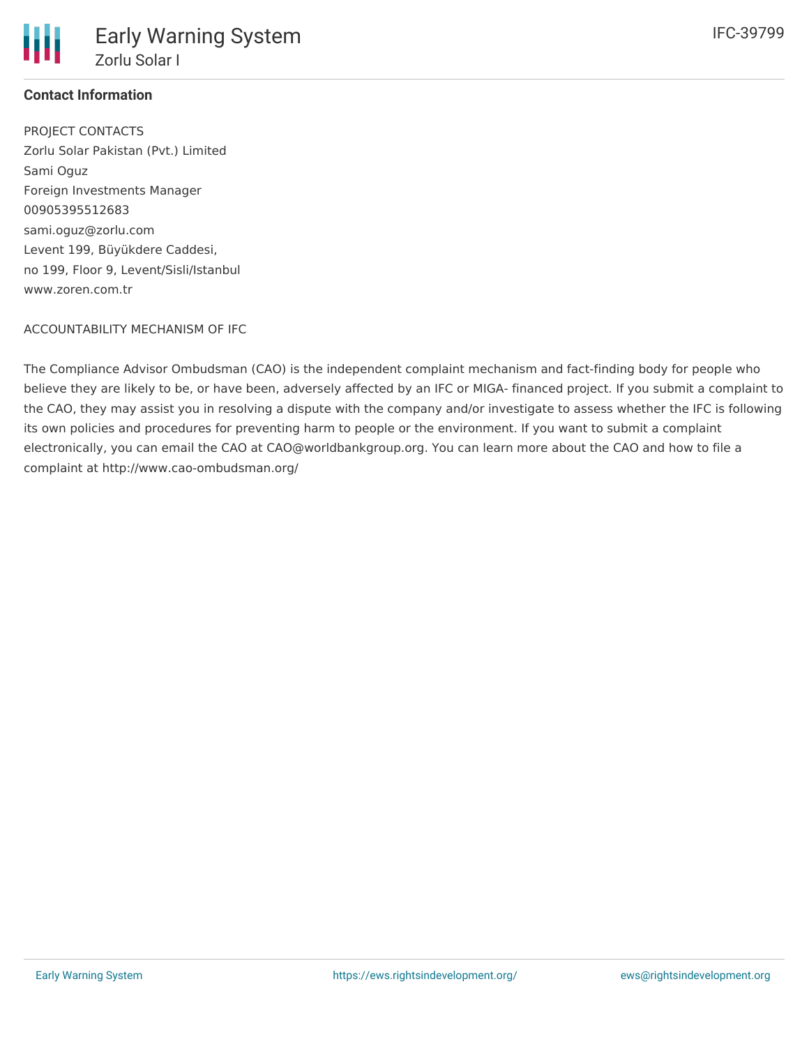## Contact Information

PROJECT CONTACTS
Zorlu Solar Pakistan (Pvt.) Limited
Sami Oguz
Foreign Investments Manager
00905395512683
sami.oguz@zorlu.com
Levent 199, Büyükdere Caddesi,
no 199, Floor 9, Levent/Sisli/Istanbul
www.zoren.com.tr

ACCOUNTABILITY MECHANISM OF IFC

The Compliance Advisor Ombudsman (CAO) is the independent complaint mechanism and fact-finding body for people who believe they are likely to be, or have been, adversely affected by an IFC or MIGA- financed project. If you submit a complaint to the CAO, they may assist you in resolving a dispute with the company and/or investigate to assess whether the IFC is following its own policies and procedures for preventing harm to people or the environment. If you want to submit a complaint electronically, you can email the CAO at CAO@worldbankgroup.org. You can learn more about the CAO and how to file a complaint at http://www.cao-ombudsman.org/